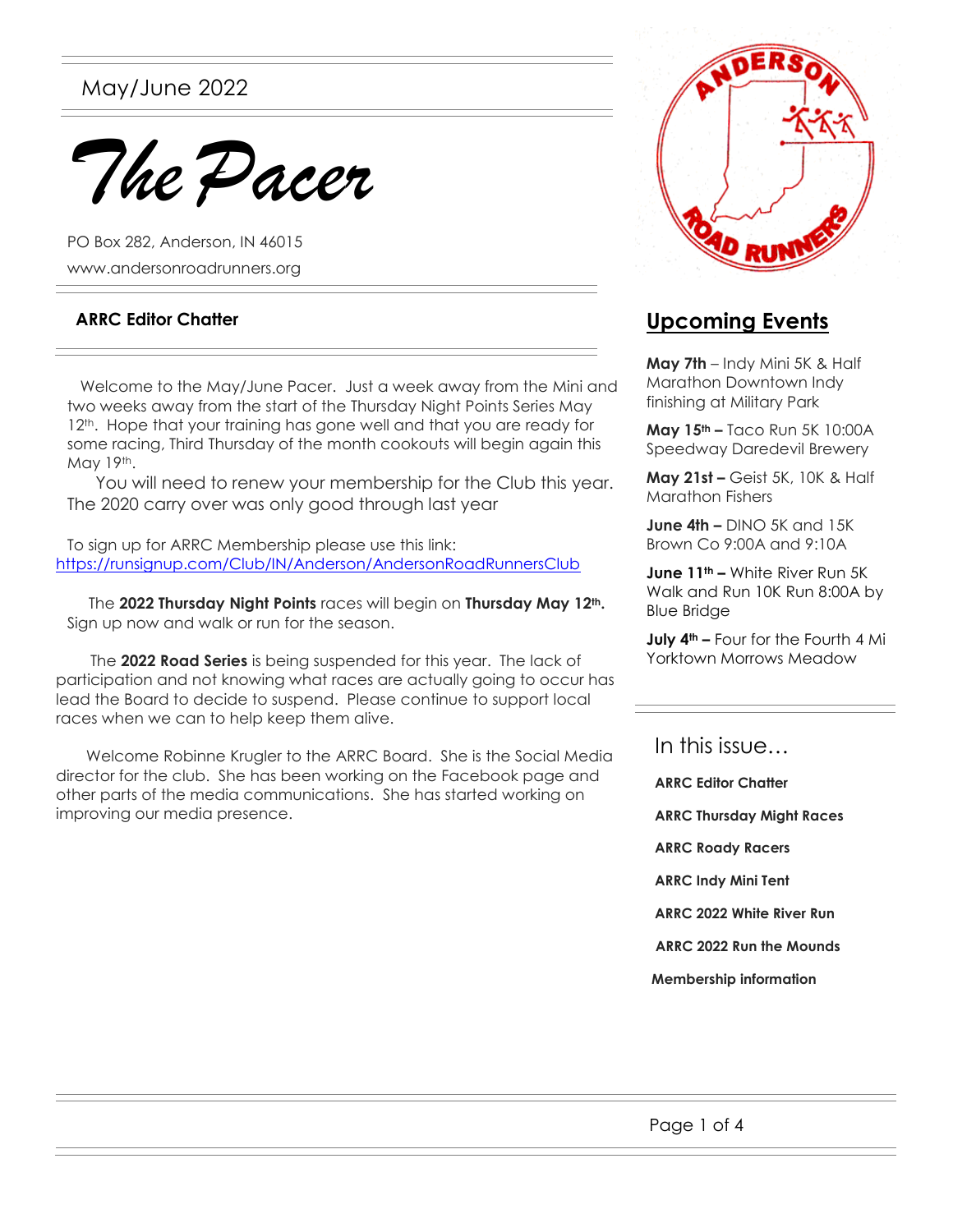May/June 2022

# *The Pacer*

PO Box 282, Anderson, IN 46015

www.andersonroadrunners.org

## ARRC Editor Chatter

Welcome to the May/June Pacer. Just a week away from the Mini and two weeks away from the start of the Thursday Night Points Series May 12th. Hope that your training has gone well and that you are ready for some racing, Third Thursday of the month cookouts will begin again this May 19th.

You will need to renew your membership for the Club this year. The 2020 carry over was only good through last year

To sign up for ARRC Membership please use this link: [https://runsignup.com/Club/IN/Anderson/AndersonRoadRunnersClub](https://runsignup.com/Club/IN/Anderson/AndersonRoadRunnersClub)

The **2022 Thursday Night Points** races will begin on **Thursday May 12th.** Sign up now and walk or run for the season.

The **2022 Road Series** is being suspended for this year. The lack of participation and not knowing what races are actually going to occur has lead the Board to decide to suspend. Please continue to support local races when we can to help keep them alive.

Welcome Robinne Krugler to the ARRC Board. She is the Social Media director for the club. She has been working on the Facebook page and other parts of the media communications. She has started working on improving our media presence.

## Upcoming Events

**May 7th** – Indy Mini 5K & Half Marathon Downtown Indy finishing at Military Park

**May 15th –** Taco Run 5K 10:00A Speedway Daredevil Brewery

**May 21st –** Geist 5K, 10K & Half Marathon Fishers

**June 4th –** DINO 5K and 15K Brown Co 9:00A and 9:10A

**June 11th –** White River Run 5K Walk and Run 10K Run 8:00A by Blue Bridge

**July 4th –** Four for the Fourth 4 Mi Yorktown Morrows Meadow

## In this issue…

**ARRC Editor Chatter**

**ARRC Thursday Might Races**

**ARRC Roady Racers**

**ARRC Indy Mini Tent**

**ARRC 2022 White River Run**

**ARRC 2022 Run the Mounds**

**Membership information**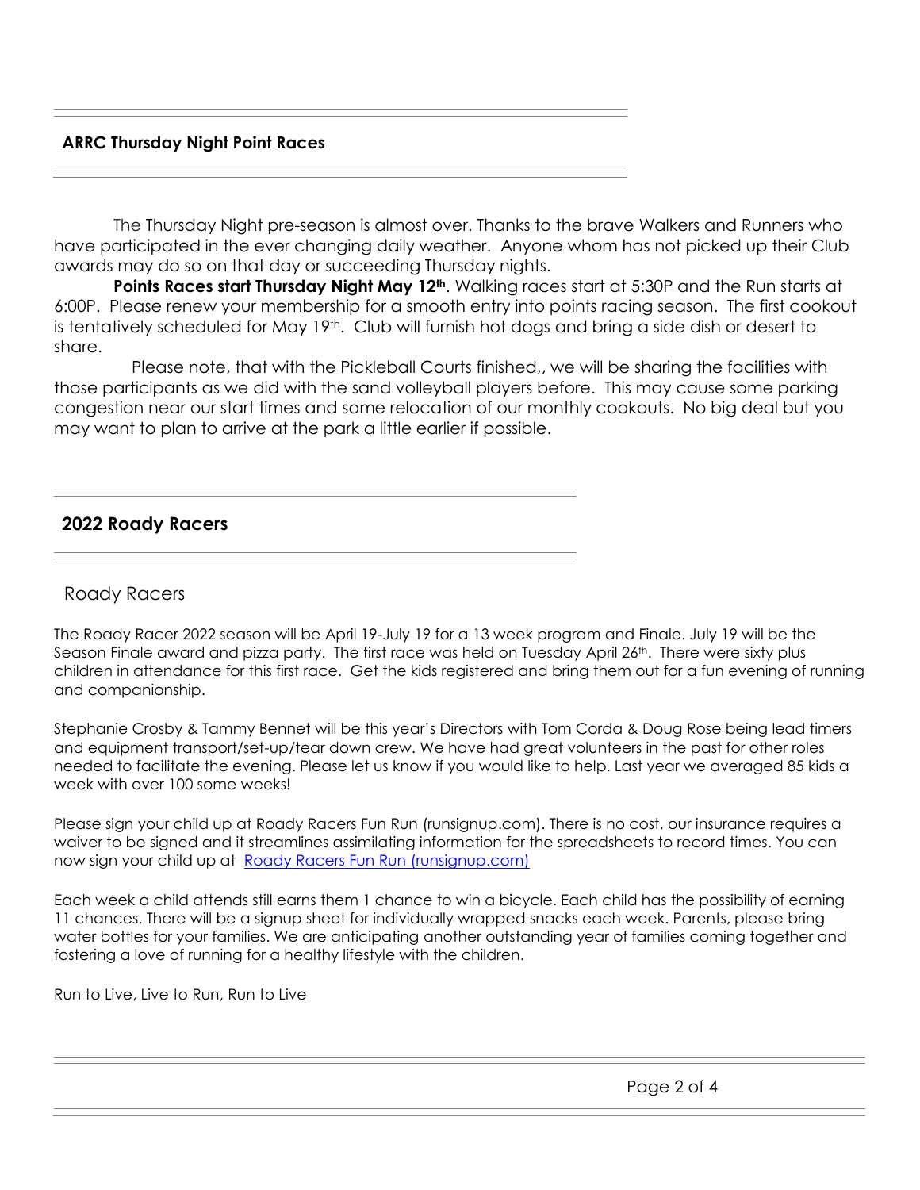## ARRC Thursday Night Point Races

The Thursday Night pre-season is almost over. Thanks to the brave Walkers and Runners who have participated in the ever changing daily weather. Anyone whom has not picked up their Club awards may do so on that day or succeeding Thursday nights.

**Points Races start Thursday Night May 12th**. Walking races start at 5:30P and the Run starts at 6:00P. Please renew your membership for a smooth entry into points racing season. The first cookout is tentatively scheduled for May 19th. Club will furnish hot dogs and bring a side dish or desert to share.

Please note, that with the Pickleball Courts finished,, we will be sharing the facilities with those participants as we did with the sand volleyball players before. This may cause some parking congestion near our start times and some relocation of our monthly cookouts. No big deal but you may want to plan to arrive at the park a little earlier if possible.

## 2022 Roady Racers

### Roady Racers

The Roady Racer 2022 season will be April 19-July 19 for a 13 week program and Finale. July 19 will be the Season Finale award and pizza party. The first race was held on Tuesday April 26th. There were sixty plus children in attendance for this first race. Get the kids registered and bring them out for a fun evening of running and companionship.

Stephanie Crosby & Tammy Bennet will be this year's Directors with Tom Corda & Doug Rose being lead timers and equipment transport/set-up/tear down crew. We have had great volunteers in the past for other roles needed to facilitate the evening. Please let us know if you would like to help. Last year we averaged 85 kids a week with over 100 some weeks!

Please sign your child up at Roady Racers Fun Run (runsignup.com). There is no cost, our insurance requires a waiver to be signed and it streamlines assimilating information for the spreadsheets to record times. You can now sign your child up at [Roady Racers Fun Run (runsignup.com)]

Each week a child attends still earns them 1 chance to win a bicycle. Each child has the possibility of earning 11 chances. There will be a signup sheet for individually wrapped snacks each week. Parents, please bring water bottles for your families. We are anticipating another outstanding year of families coming together and fostering a love of running for a healthy lifestyle with the children.

Run to Live, Live to Run, Run to Live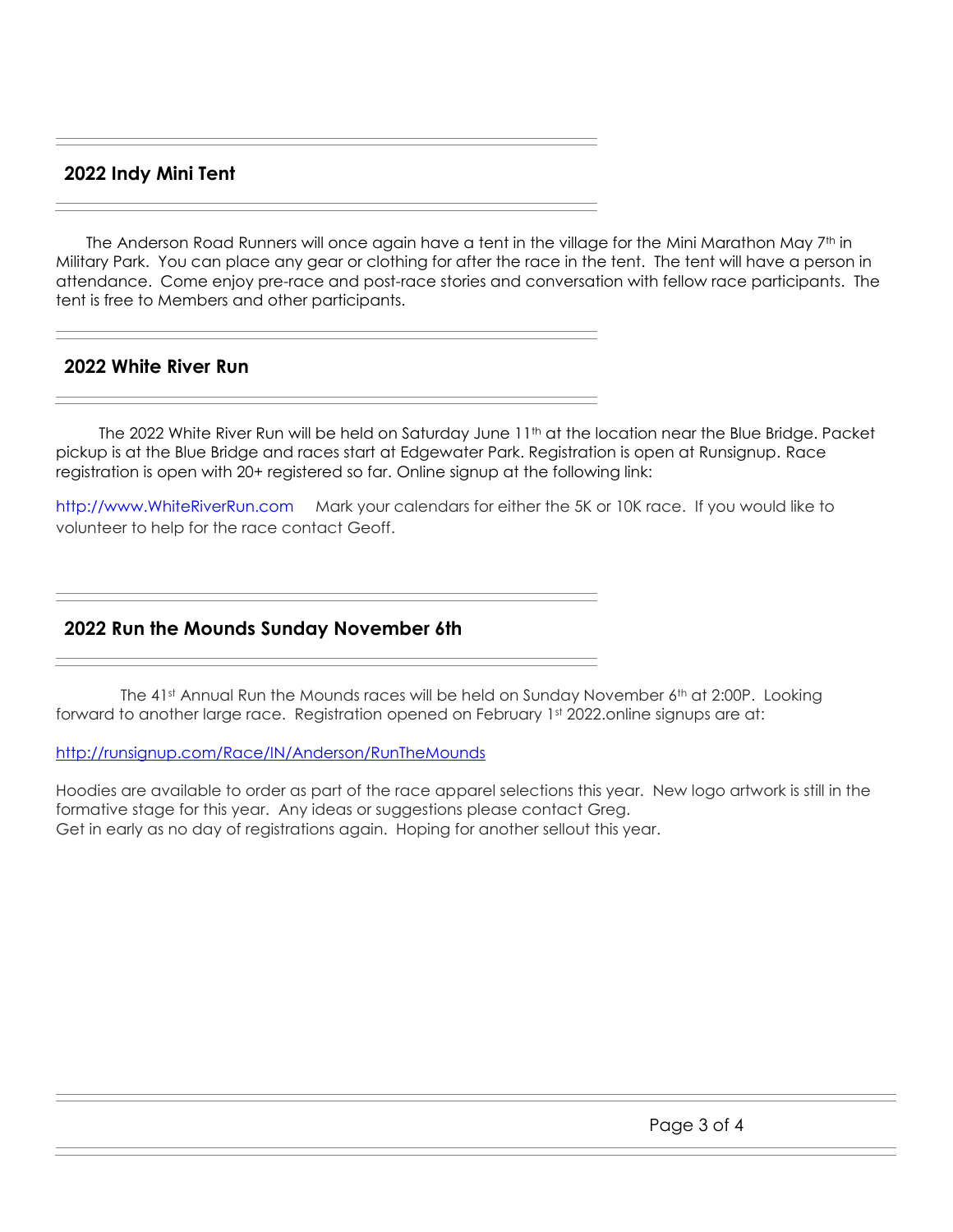## 2022 Indy Mini Tent

The Anderson Road Runners will once again have a tent in the village for the Mini Marathon May 7th in Military Park. You can place any gear or clothing for after the race in the tent. The tent will have a person in attendance. Come enjoy pre-race and post-race stories and conversation with fellow race participants. The tent is free to Members and other participants.

## 2022 White River Run

The 2022 White River Run will be held on Saturday June 11th at the location near the Blue Bridge. Packet pickup is at the Blue Bridge and races start at Edgewater Park. Registration is open at Runsignup. Race registration is open with 20+ registered so far. Online signup at the following link:

http://www.WhiteRiverRun.com     Mark your calendars for either the 5K or 10K race. If you would like to volunteer to help for the race contact Geoff.

## 2022 Run the Mounds Sunday November 6th

The 41st Annual Run the Mounds races will be held on Sunday November 6th at 2:00P. Looking forward to another large race. Registration opened on February 1st 2022.online signups are at:

http://runsignup.com/Race/IN/Anderson/RunTheMounds

Hoodies are available to order as part of the race apparel selections this year. New logo artwork is still in the formative stage for this year. Any ideas or suggestions please contact Greg.
Get in early as no day of registrations again. Hoping for another sellout this year.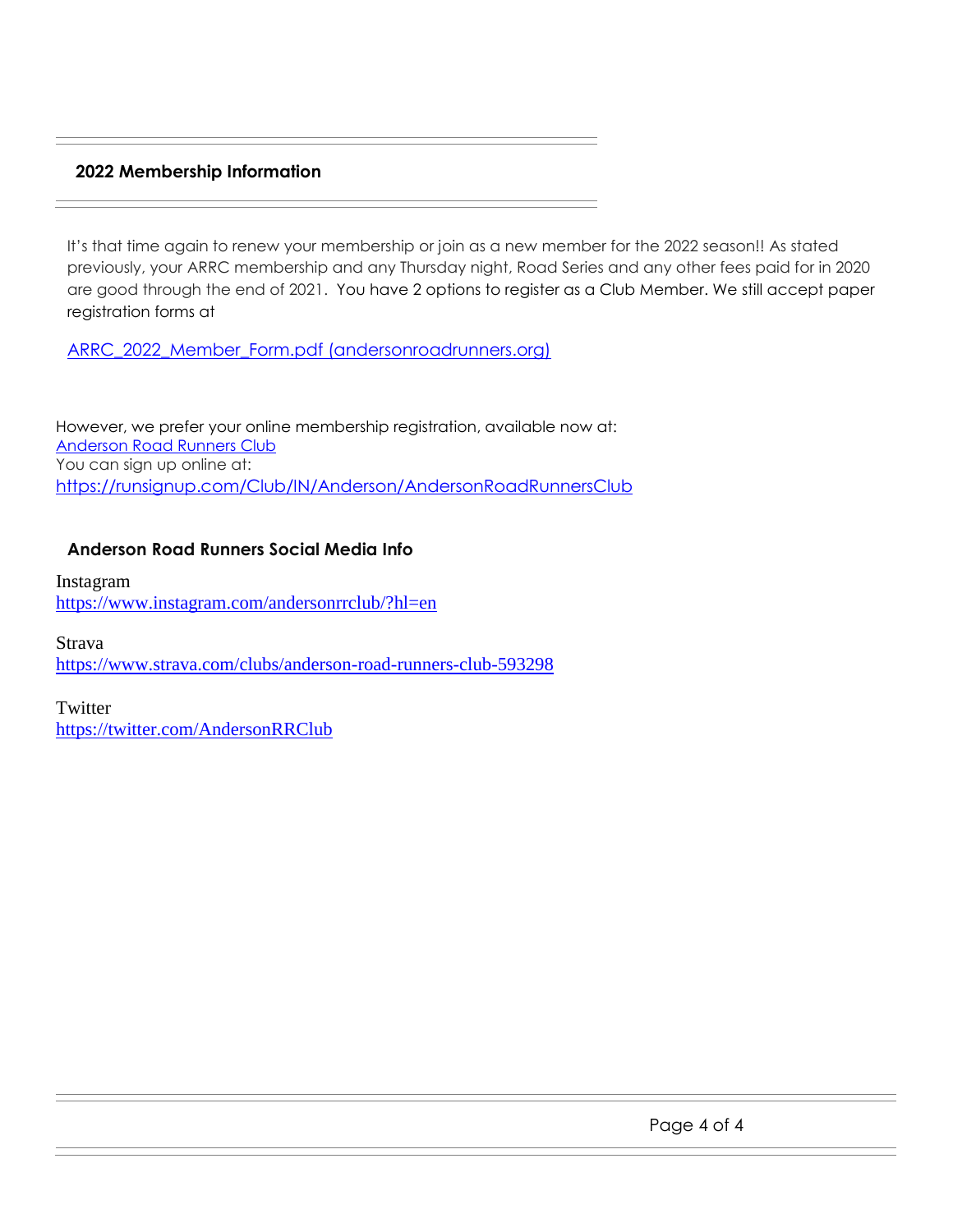## 2022 Membership Information

It's that time again to renew your membership or join as a new member for the 2022 season!! As stated previously, your ARRC membership and any Thursday night, Road Series and any other fees paid for in 2020 are good through the end of 2021. You have 2 options to register as a Club Member. We still accept paper registration forms at

ARRC_2022_Member_Form.pdf (andersonroadrunners.org)

However, we prefer your online membership registration, available now at:
Anderson Road Runners Club
You can sign up online at:
https://runsignup.com/Club/IN/Anderson/AndersonRoadRunnersClub

### Anderson Road Runners Social Media Info

Instagram
https://www.instagram.com/andersonrrclub/?hl=en

Strava
https://www.strava.com/clubs/anderson-road-runners-club-593298

Twitter
https://twitter.com/AndersonRRClub